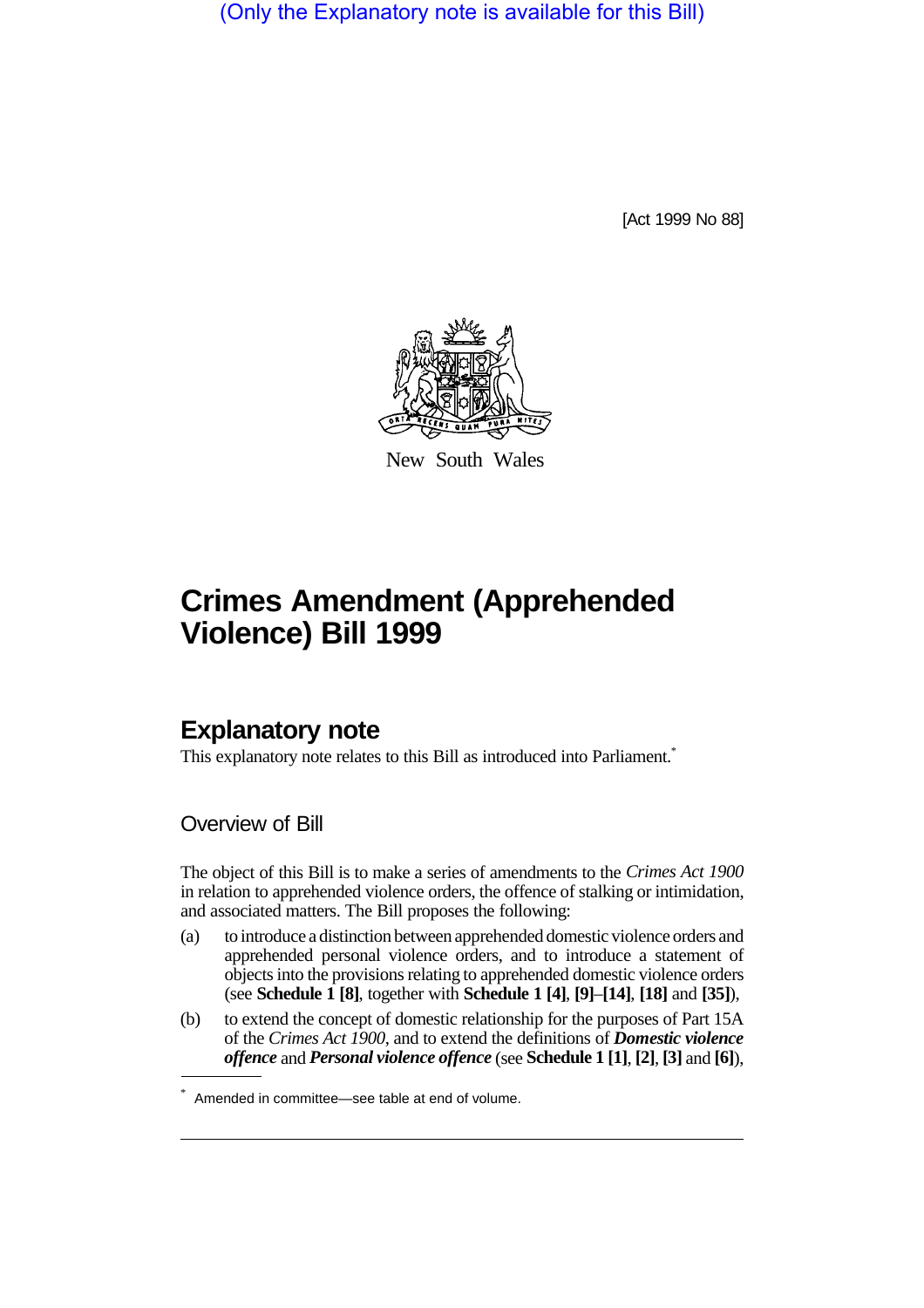(Only the Explanatory note is available for this Bill)

[Act 1999 No 88]

New South Wales

# Crimes Amendment (Apprehended Violence) Bill 1999

## Explanatory note

This explanatory note relates to this Bill as introduced into Parliament.*

### Overview of Bill

The object of this Bill is to make a series of amendments to the *Crimes Act 1900* in relation to apprehended violence orders, the offence of stalking or intimidation, and associated matters. The Bill proposes the following:

(a) to introduce a distinction between apprehended domestic violence orders and apprehended personal violence orders, and to introduce a statement of objects into the provisions relating to apprehended domestic violence orders (see **Schedule 1 [8]**, together with **Schedule 1 [4]**, **[9]**–**[14]**, **[18]** and **[35]**),

(b) to extend the concept of domestic relationship for the purposes of Part 15A of the *Crimes Act 1900*, and to extend the definitions of ***Domestic violence offence*** and ***Personal violence offence*** (see **Schedule 1 [1]**, **[2]**, **[3]** and **[6]**),

* Amended in committee—see table at end of volume.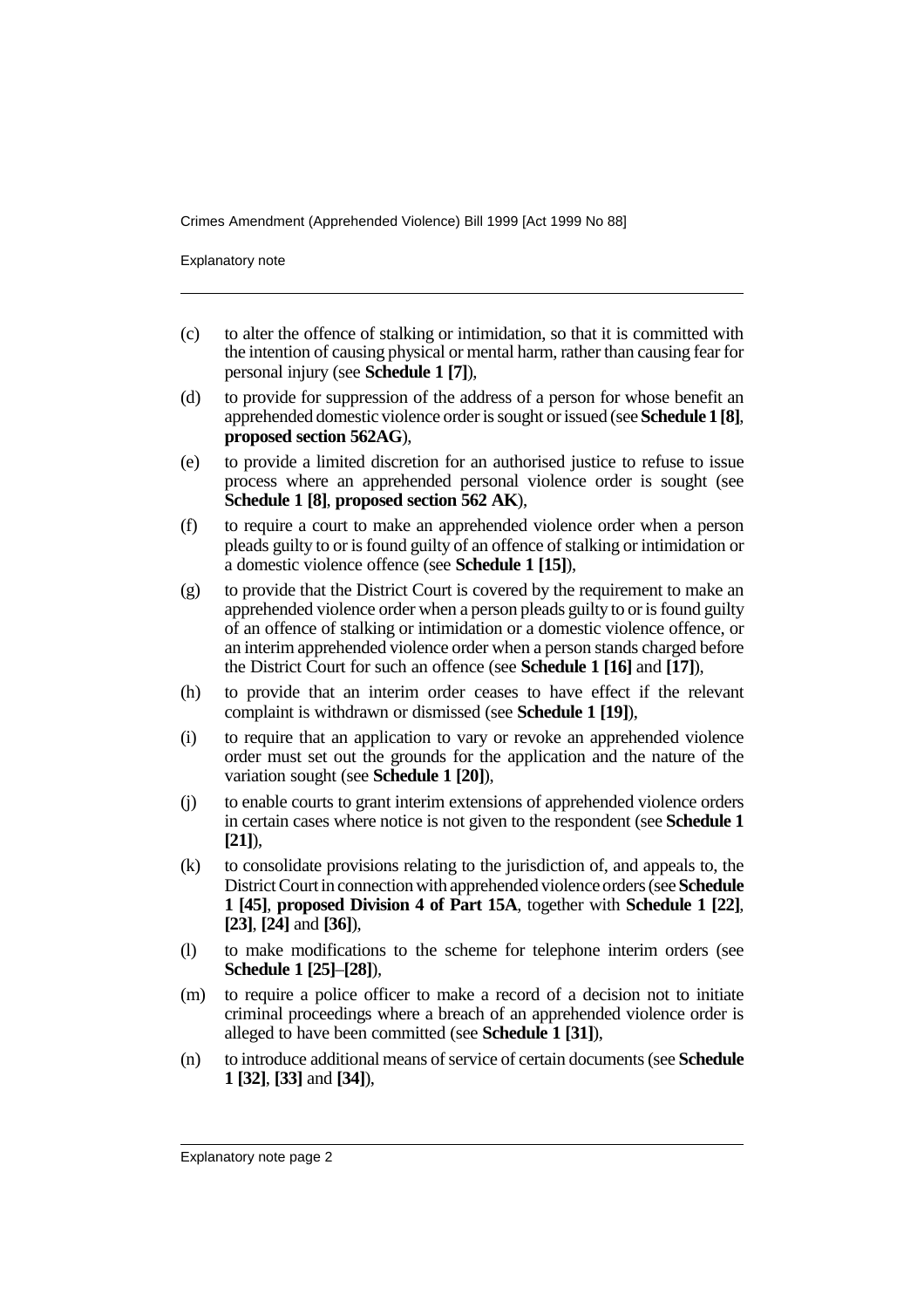(c) to alter the offence of stalking or intimidation, so that it is committed with the intention of causing physical or mental harm, rather than causing fear for personal injury (see **Schedule 1 [7]**),

(d) to provide for suppression of the address of a person for whose benefit an apprehended domestic violence order is sought or issued (see **Schedule 1 [8]**, **proposed section 562AG**),

(e) to provide a limited discretion for an authorised justice to refuse to issue process where an apprehended personal violence order is sought (see **Schedule 1 [8]**, **proposed section 562 AK**),

(f) to require a court to make an apprehended violence order when a person pleads guilty to or is found guilty of an offence of stalking or intimidation or a domestic violence offence (see **Schedule 1 [15]**),

(g) to provide that the District Court is covered by the requirement to make an apprehended violence order when a person pleads guilty to or is found guilty of an offence of stalking or intimidation or a domestic violence offence, or an interim apprehended violence order when a person stands charged before the District Court for such an offence (see **Schedule 1 [16]** and **[17]**),

(h) to provide that an interim order ceases to have effect if the relevant complaint is withdrawn or dismissed (see **Schedule 1 [19]**),

(i) to require that an application to vary or revoke an apprehended violence order must set out the grounds for the application and the nature of the variation sought (see **Schedule 1 [20]**),

(j) to enable courts to grant interim extensions of apprehended violence orders in certain cases where notice is not given to the respondent (see **Schedule 1 [21]**),

(k) to consolidate provisions relating to the jurisdiction of, and appeals to, the District Court in connection with apprehended violence orders (see **Schedule 1 [45]**, **proposed Division 4 of Part 15A**, together with **Schedule 1 [22]**, **[23]**, **[24]** and **[36]**),

(l) to make modifications to the scheme for telephone interim orders (see **Schedule 1 [25]**–**[28]**),

(m) to require a police officer to make a record of a decision not to initiate criminal proceedings where a breach of an apprehended violence order is alleged to have been committed (see **Schedule 1 [31]**),

(n) to introduce additional means of service of certain documents (see **Schedule 1 [32]**, **[33]** and **[34]**),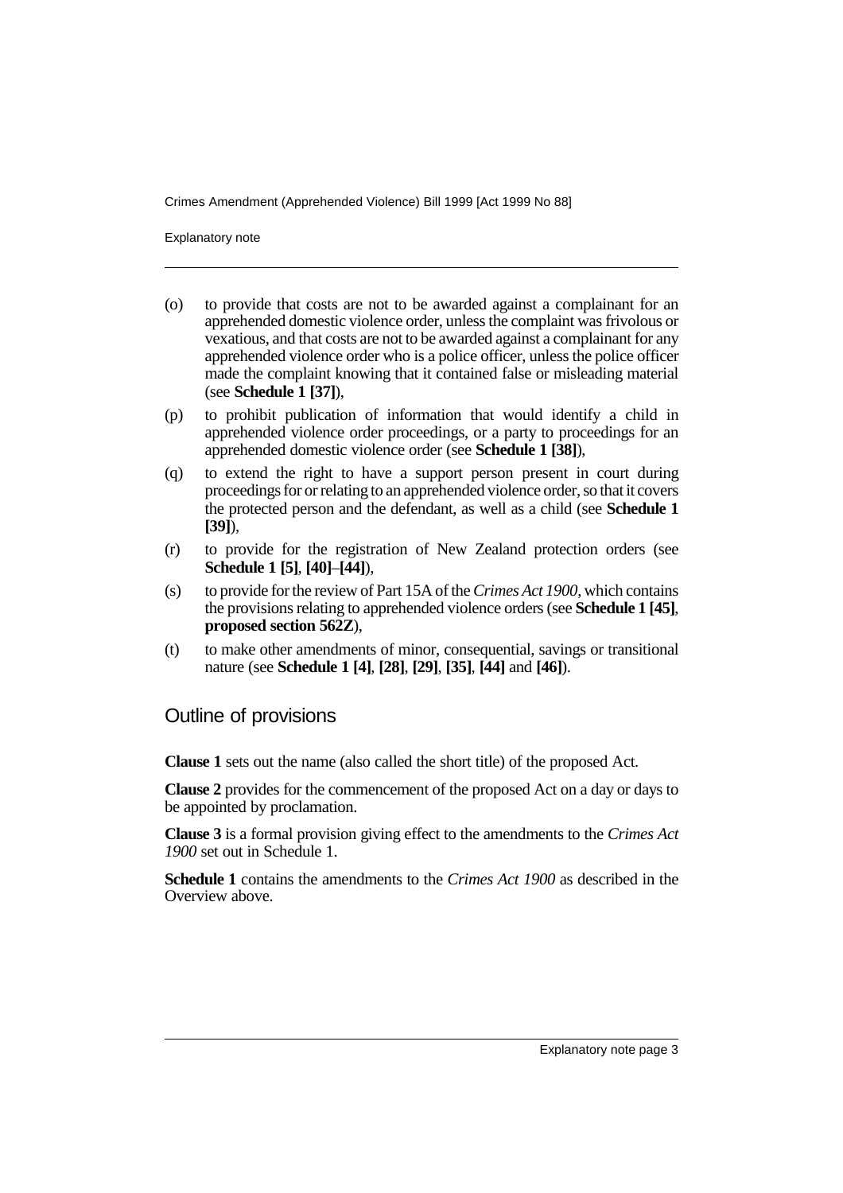(o) to provide that costs are not to be awarded against a complainant for an apprehended domestic violence order, unless the complaint was frivolous or vexatious, and that costs are not to be awarded against a complainant for any apprehended violence order who is a police officer, unless the police officer made the complaint knowing that it contained false or misleading material (see **Schedule 1 [37]**),

(p) to prohibit publication of information that would identify a child in apprehended violence order proceedings, or a party to proceedings for an apprehended domestic violence order (see **Schedule 1 [38]**),

(q) to extend the right to have a support person present in court during proceedings for or relating to an apprehended violence order, so that it covers the protected person and the defendant, as well as a child (see **Schedule 1 [39]**),

(r) to provide for the registration of New Zealand protection orders (see **Schedule 1 [5]**, **[40]**–**[44]**),

(s) to provide for the review of Part 15A of the *Crimes Act 1900*, which contains the provisions relating to apprehended violence orders (see **Schedule 1 [45]**, **proposed section 562Z**),

(t) to make other amendments of minor, consequential, savings or transitional nature (see **Schedule 1 [4]**, **[28]**, **[29]**, **[35]**, **[44]** and **[46]**).

## Outline of provisions

**Clause 1** sets out the name (also called the short title) of the proposed Act.

**Clause 2** provides for the commencement of the proposed Act on a day or days to be appointed by proclamation.

**Clause 3** is a formal provision giving effect to the amendments to the *Crimes Act 1900* set out in Schedule 1.

**Schedule 1** contains the amendments to the *Crimes Act 1900* as described in the Overview above.